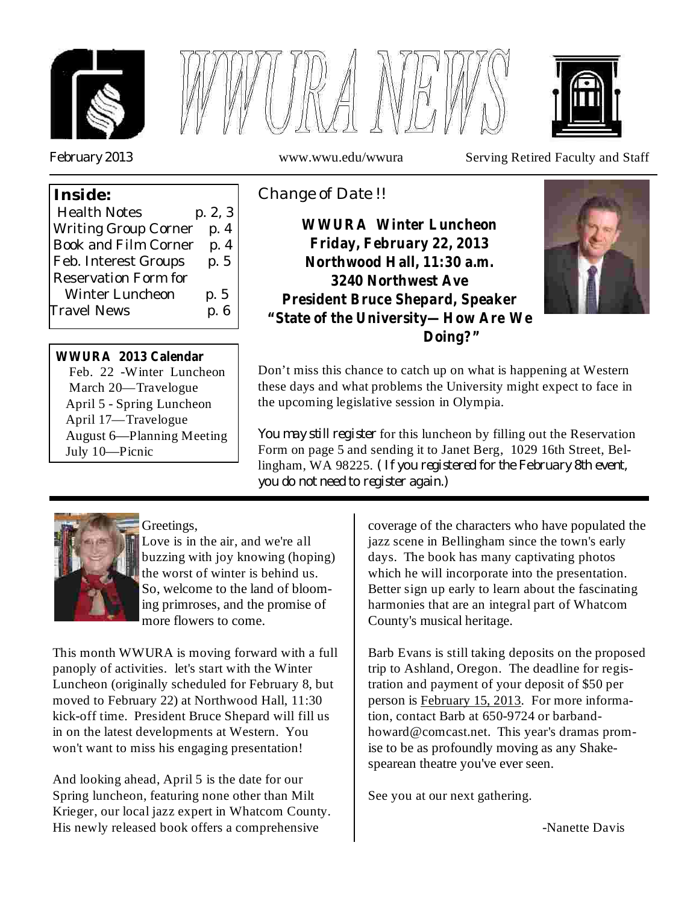# WWURA NEWS

February 2013 www.wwu.edu/wwura Serving Retired Faculty and Staff

**Inside:**

| | |
|---|---|
| Health Notes | p. 2, 3 |
| Writing Group Corner | p. 4 |
| Book and Film Corner | p. 4 |
| Feb. Interest Groups | p. 5 |
| Reservation Form for Winter Luncheon | p. 5 |
| Travel News | p. 6 |

**WWURA 2013 Calendar**

- Feb. 22 -Winter Luncheon
- March 20—Travelogue
- April 5 - Spring Luncheon
- April 17—Travelogue
- August 6—Planning Meeting
- July 10—Picnic

## Change of Date !!

**WWURA Winter Luncheon**
**Friday, February 22, 2013**
**Northwood Hall, 11:30 a.m.**
**3240 Northwest Ave**
**President Bruce Shepard, Speaker**
**"State of the University— How Are We Doing?"**

Don't miss this chance to catch up on what is happening at Western these days and what problems the University might expect to face in the upcoming legislative session in Olympia.

*You may still register* for this luncheon by filling out the Reservation Form on page 5 and sending it to Janet Berg, 1029 16th Street, Bellingham, WA 98225. *( If you registered for the February 8th event, you do not need to register again.)*

---

Greetings,

Love is in the air, and we're all buzzing with joy knowing (hoping) the worst of winter is behind us. So, welcome to the land of blooming primroses, and the promise of more flowers to come.

This month WWURA is moving forward with a full panoply of activities. let's start with the Winter Luncheon (originally scheduled for February 8, but moved to February 22) at Northwood Hall, 11:30 kick-off time. President Bruce Shepard will fill us in on the latest developments at Western. You won't want to miss his engaging presentation!

And looking ahead, April 5 is the date for our Spring luncheon, featuring none other than Milt Krieger, our local jazz expert in Whatcom County. His newly released book offers a comprehensive coverage of the characters who have populated the jazz scene in Bellingham since the town's early days. The book has many captivating photos which he will incorporate into the presentation. Better sign up early to learn about the fascinating harmonies that are an integral part of Whatcom County's musical heritage.

Barb Evans is still taking deposits on the proposed trip to Ashland, Oregon. The deadline for registration and payment of your deposit of $50 per person is February 15, 2013. For more information, contact Barb at 650-9724 or barbandhoward@comcast.net. This year's dramas promise to be as profoundly moving as any Shakespearean theatre you've ever seen.

See you at our next gathering.

-Nanette Davis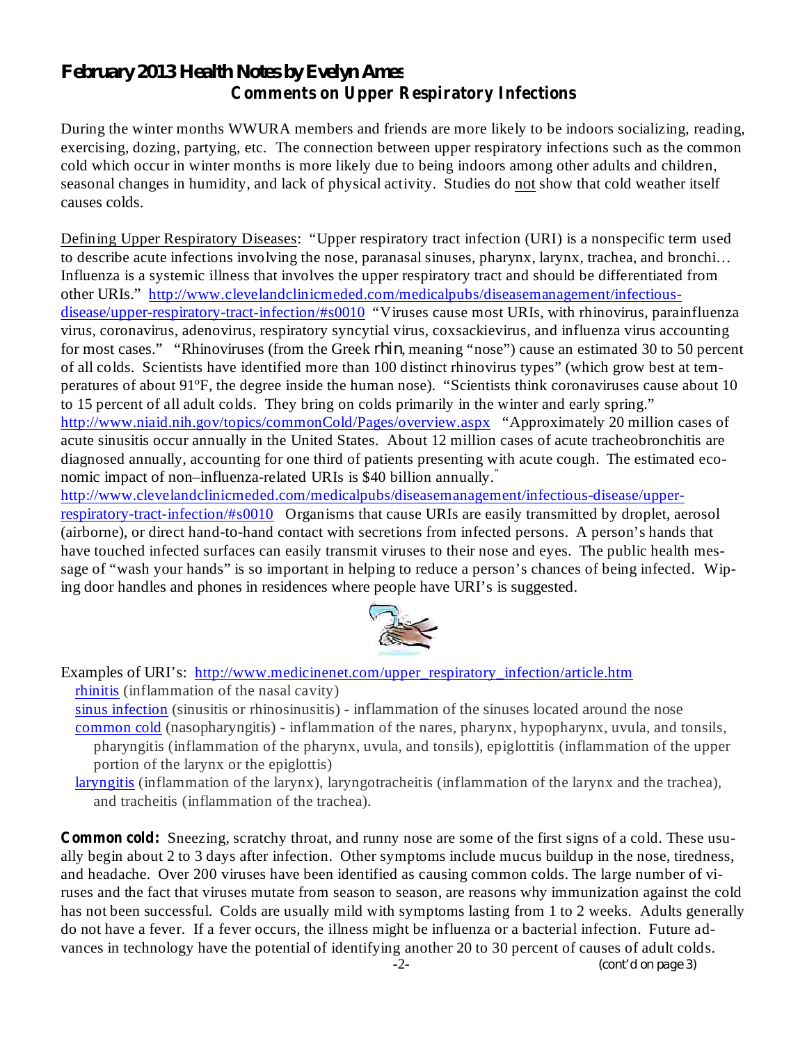## February 2013 Health Notes by Evelyn Ames

### Comments on Upper Respiratory Infections

During the winter months WWURA members and friends are more likely to be indoors socializing, reading, exercising, dozing, partying, etc. The connection between upper respiratory infections such as the common cold which occur in winter months is more likely due to being indoors among other adults and children, seasonal changes in humidity, and lack of physical activity. Studies do not show that cold weather itself causes colds.

Defining Upper Respiratory Diseases: "Upper respiratory tract infection (URI) is a nonspecific term used to describe acute infections involving the nose, paranasal sinuses, pharynx, larynx, trachea, and bronchi… Influenza is a systemic illness that involves the upper respiratory tract and should be differentiated from other URIs." http://www.clevelandclinicmeded.com/medicalpubs/diseasemanagement/infectious-disease/upper-respiratory-tract-infection/#s0010 "Viruses cause most URIs, with rhinovirus, parainfluenza virus, coronavirus, adenovirus, respiratory syncytial virus, coxsackievirus, and influenza virus accounting for most cases." "Rhinoviruses (from the Greek *rhin*, meaning "nose") cause an estimated 30 to 50 percent of all colds. Scientists have identified more than 100 distinct rhinovirus types" (which grow best at temperatures of about 91ºF, the degree inside the human nose). "Scientists think coronaviruses cause about 10 to 15 percent of all adult colds. They bring on colds primarily in the winter and early spring." http://www.niaid.nih.gov/topics/commonCold/Pages/overview.aspx "Approximately 20 million cases of acute sinusitis occur annually in the United States. About 12 million cases of acute tracheobronchitis are diagnosed annually, accounting for one third of patients presenting with acute cough. The estimated economic impact of non–influenza-related URIs is $40 billion annually." http://www.clevelandclinicmeded.com/medicalpubs/diseasemanagement/infectious-disease/upper-respiratory-tract-infection/#s0010 Organisms that cause URIs are easily transmitted by droplet, aerosol (airborne), or direct hand-to-hand contact with secretions from infected persons. A person's hands that have touched infected surfaces can easily transmit viruses to their nose and eyes. The public health message of "wash your hands" is so important in helping to reduce a person's chances of being infected. Wiping door handles and phones in residences where people have URI's is suggested.

Examples of URI's: http://www.medicinenet.com/upper_respiratory_infection/article.htm

- rhinitis (inflammation of the nasal cavity)
- sinus infection (sinusitis or rhinosinusitis) - inflammation of the sinuses located around the nose
- common cold (nasopharyngitis) - inflammation of the nares, pharynx, hypopharynx, uvula, and tonsils, pharyngitis (inflammation of the pharynx, uvula, and tonsils), epiglottitis (inflammation of the upper portion of the larynx or the epiglottis)
- laryngitis (inflammation of the larynx), laryngotracheitis (inflammation of the larynx and the trachea), and tracheitis (inflammation of the trachea).

**Common cold:** Sneezing, scratchy throat, and runny nose are some of the first signs of a cold. These usually begin about 2 to 3 days after infection. Other symptoms include mucus buildup in the nose, tiredness, and headache. Over 200 viruses have been identified as causing common colds. The large number of viruses and the fact that viruses mutate from season to season, are reasons why immunization against the cold has not been successful. Colds are usually mild with symptoms lasting from 1 to 2 weeks. Adults generally do not have a fever. If a fever occurs, the illness might be influenza or a bacterial infection. Future advances in technology have the potential of identifying another 20 to 30 percent of causes of adult colds.

(cont'd on page 3)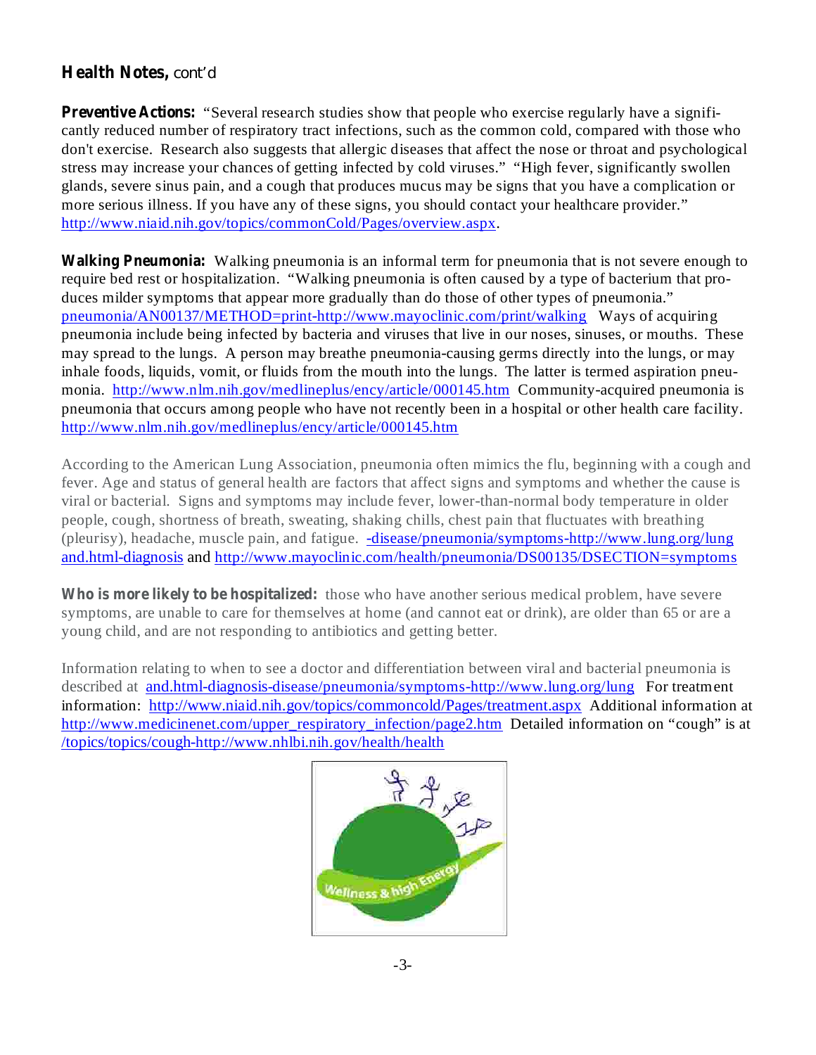## Health Notes, cont'd

**Preventive Actions:** "Several research studies show that people who exercise regularly have a significantly reduced number of respiratory tract infections, such as the common cold, compared with those who don't exercise. Research also suggests that allergic diseases that affect the nose or throat and psychological stress may increase your chances of getting infected by cold viruses." "High fever, significantly swollen glands, severe sinus pain, and a cough that produces mucus may be signs that you have a complication or more serious illness. If you have any of these signs, you should contact your healthcare provider." http://www.niaid.nih.gov/topics/commonCold/Pages/overview.aspx.

**Walking Pneumonia:** Walking pneumonia is an informal term for pneumonia that is not severe enough to require bed rest or hospitalization. "Walking pneumonia is often caused by a type of bacterium that produces milder symptoms that appear more gradually than do those of other types of pneumonia." pneumonia/AN00137/METHOD=print-http://www.mayoclinic.com/print/walking Ways of acquiring pneumonia include being infected by bacteria and viruses that live in our noses, sinuses, or mouths. These may spread to the lungs. A person may breathe pneumonia-causing germs directly into the lungs, or may inhale foods, liquids, vomit, or fluids from the mouth into the lungs. The latter is termed aspiration pneumonia. http://www.nlm.nih.gov/medlineplus/ency/article/000145.htm Community-acquired pneumonia is pneumonia that occurs among people who have not recently been in a hospital or other health care facility. http://www.nlm.nih.gov/medlineplus/ency/article/000145.htm

According to the American Lung Association, pneumonia often mimics the flu, beginning with a cough and fever. Age and status of general health are factors that affect signs and symptoms and whether the cause is viral or bacterial. Signs and symptoms may include fever, lower-than-normal body temperature in older people, cough, shortness of breath, sweating, shaking chills, chest pain that fluctuates with breathing (pleurisy), headache, muscle pain, and fatigue. -disease/pneumonia/symptoms-http://www.lung.org/lung and.html-diagnosis and http://www.mayoclinic.com/health/pneumonia/DS00135/DSECTION=symptoms

**Who is more likely to be hospitalized:** those who have another serious medical problem, have severe symptoms, are unable to care for themselves at home (and cannot eat or drink), are older than 65 or are a young child, and are not responding to antibiotics and getting better.

Information relating to when to see a doctor and differentiation between viral and bacterial pneumonia is described at and.html-diagnosis-disease/pneumonia/symptoms-http://www.lung.org/lung For treatment information: http://www.niaid.nih.gov/topics/commoncold/Pages/treatment.aspx Additional information at http://www.medicinenet.com/upper_respiratory_infection/page2.htm Detailed information on "cough" is at /topics/topics/cough-http://www.nhlbi.nih.gov/health/health

Wellness & high Energy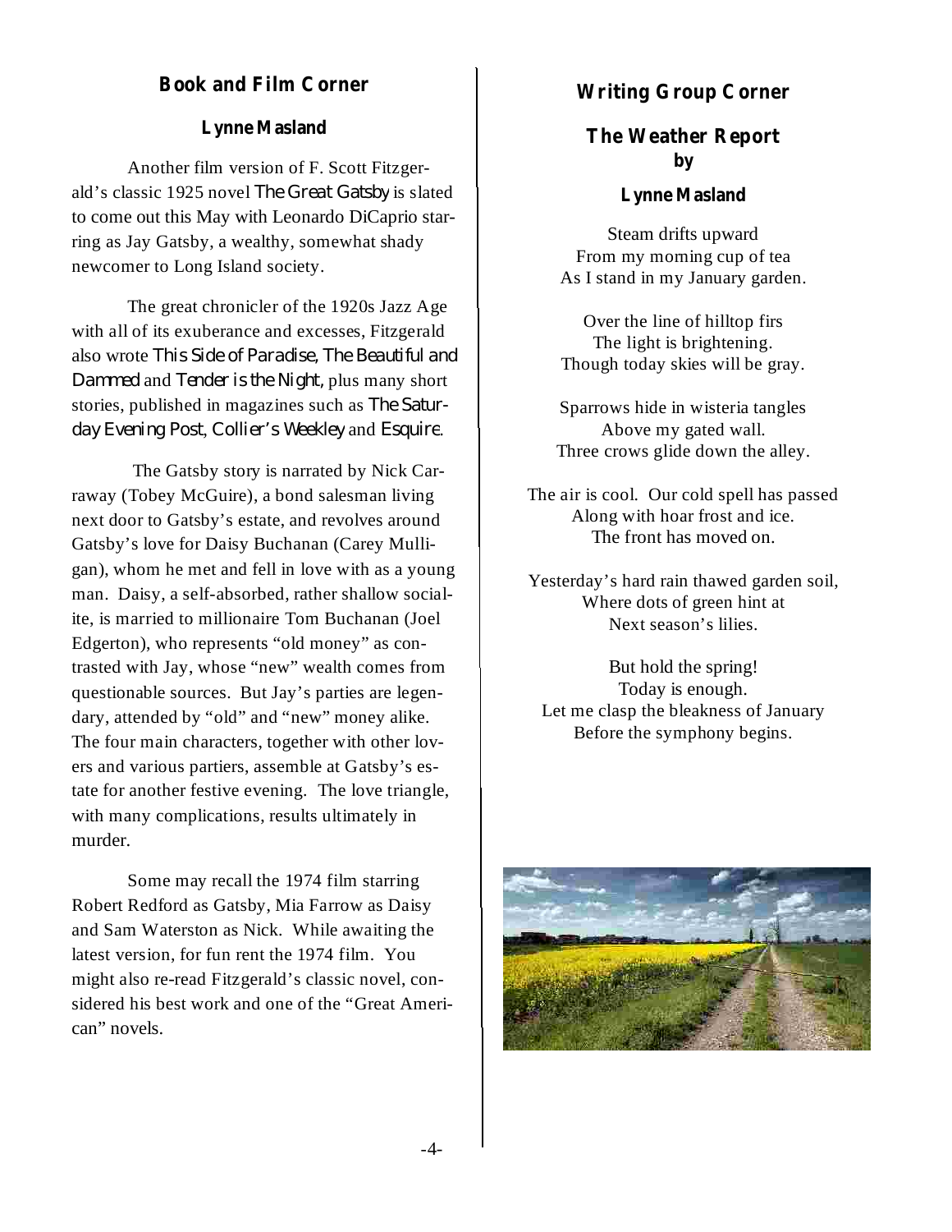## Book and Film Corner

**Lynne Masland**

Another film version of F. Scott Fitzgerald's classic 1925 novel *The Great Gatsby* is slated to come out this May with Leonardo DiCaprio starring as Jay Gatsby, a wealthy, somewhat shady newcomer to Long Island society.

The great chronicler of the 1920s Jazz Age with all of its exuberance and excesses, Fitzgerald also wrote *This Side of Paradise, The Beautiful and Dammed* and *Tender is the Night*, plus many short stories, published in magazines such as *The Saturday Evening Post*, *Collier's Weekley* and *Esquire*.

The Gatsby story is narrated by Nick Carraway (Tobey McGuire), a bond salesman living next door to Gatsby's estate, and revolves around Gatsby's love for Daisy Buchanan (Carey Mulligan), whom he met and fell in love with as a young man. Daisy, a self-absorbed, rather shallow socialite, is married to millionaire Tom Buchanan (Joel Edgerton), who represents "old money" as contrasted with Jay, whose "new" wealth comes from questionable sources. But Jay's parties are legendary, attended by "old" and "new" money alike. The four main characters, together with other lovers and various partiers, assemble at Gatsby's estate for another festive evening. The love triangle, with many complications, results ultimately in murder.

Some may recall the 1974 film starring Robert Redford as Gatsby, Mia Farrow as Daisy and Sam Waterston as Nick. While awaiting the latest version, for fun rent the 1974 film. You might also re-read Fitzgerald's classic novel, considered his best work and one of the "Great American" novels.

## Writing Group Corner

### The Weather Report
**by**

**Lynne Masland**

Steam drifts upward
From my morning cup of tea
As I stand in my January garden.

Over the line of hilltop firs
The light is brightening.
Though today skies will be gray.

Sparrows hide in wisteria tangles
Above my gated wall.
Three crows glide down the alley.

The air is cool. Our cold spell has passed
Along with hoar frost and ice.
The front has moved on.

Yesterday's hard rain thawed garden soil,
Where dots of green hint at
Next season's lilies.

But hold the spring!
Today is enough.
Let me clasp the bleakness of January
Before the symphony begins.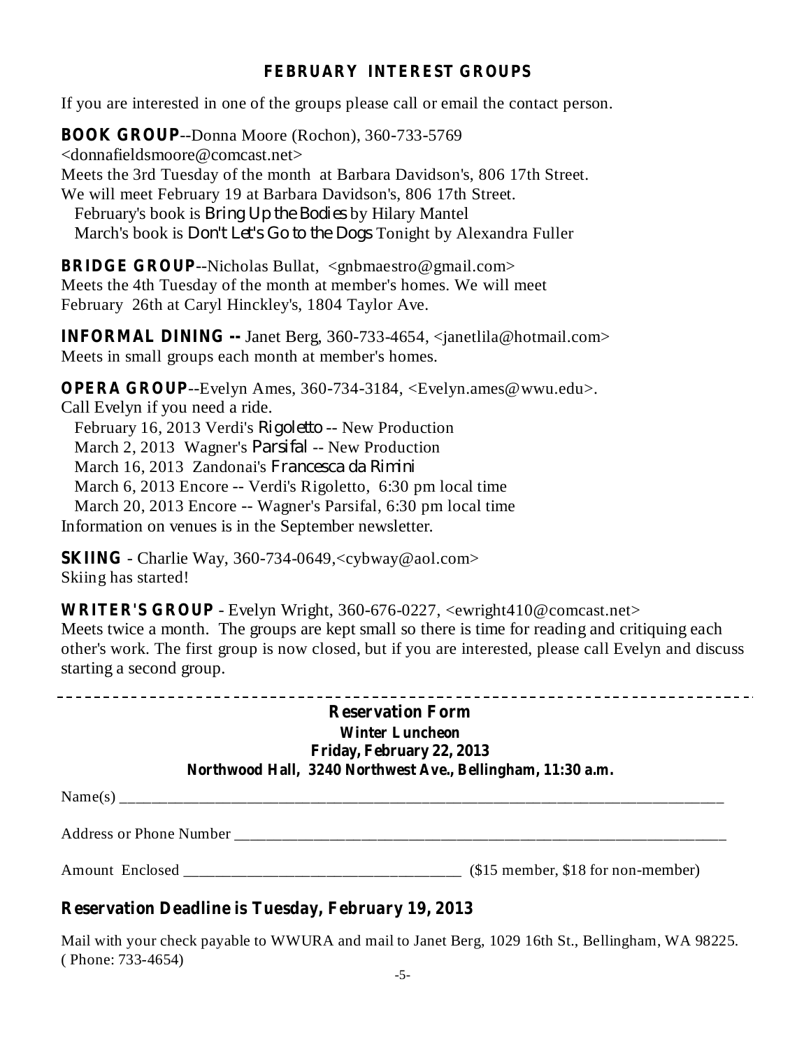## FEBRUARY INTEREST GROUPS

If you are interested in one of the groups please call or email the contact person.

**BOOK GROUP**--Donna Moore (Rochon), 360-733-5769
<donnafieldsmoore@comcast.net>
Meets the 3rd Tuesday of the month at Barbara Davidson's, 806 17th Street.
We will meet February 19 at Barbara Davidson's, 806 17th Street.
February's book is *Bring Up the Bodies* by Hilary Mantel
March's book is *Don't Let's Go to the Dogs* Tonight by Alexandra Fuller

**BRIDGE GROUP**--Nicholas Bullat, <gnbmaestro@gmail.com>
Meets the 4th Tuesday of the month at member's homes. We will meet February 26th at Caryl Hinckley's, 1804 Taylor Ave.

**INFORMAL DINING --** Janet Berg, 360-733-4654, <janetlila@hotmail.com>
Meets in small groups each month at member's homes.

**OPERA GROUP**--Evelyn Ames, 360-734-3184, <Evelyn.ames@wwu.edu>.
Call Evelyn if you need a ride.
February 16, 2013 Verdi's *Rigoletto* -- New Production
March 2, 2013 Wagner's *Parsifal* -- New Production
March 16, 2013 Zandonai's *Francesca da Rimini*
March 6, 2013 Encore -- Verdi's Rigoletto, 6:30 pm local time
March 20, 2013 Encore -- Wagner's Parsifal, 6:30 pm local time
Information on venues is in the September newsletter.

**SKIING** - Charlie Way, 360-734-0649,<cybway@aol.com>
Skiing has started!

**WRITER'S GROUP** - Evelyn Wright, 360-676-0227, <ewright410@comcast.net>
Meets twice a month. The groups are kept small so there is time for reading and critiquing each other's work. The first group is now closed, but if you are interested, please call Evelyn and discuss starting a second group.

---

**Reservation Form**
**Winter Luncheon**
**Friday, February 22, 2013**
**Northwood Hall, 3240 Northwest Ave., Bellingham, 11:30 a.m.**

Name(s) ____________________________________________

Address or Phone Number ____________________________________________

Amount Enclosed ______________________ ($15 member, $18 for non-member)

**Reservation Deadline is Tuesday, February 19, 2013**

Mail with your check payable to WWURA and mail to Janet Berg, 1029 16th St., Bellingham, WA 98225. ( Phone: 733-4654)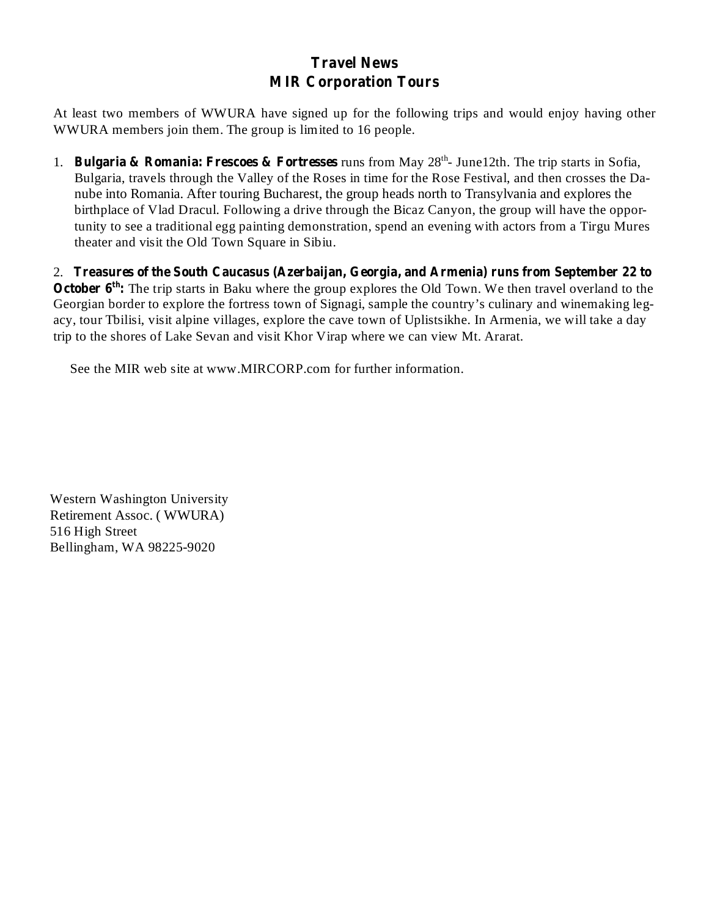## Travel News
## MIR Corporation Tours

At least two members of WWURA have signed up for the following trips and would enjoy having other WWURA members join them. The group is limited to 16 people.

1. **Bulgaria & Romania: Frescoes & Fortresses** runs from May 28th- June12th. The trip starts in Sofia, Bulgaria, travels through the Valley of the Roses in time for the Rose Festival, and then crosses the Danube into Romania. After touring Bucharest, the group heads north to Transylvania and explores the birthplace of Vlad Dracul. Following a drive through the Bicaz Canyon, the group will have the opportunity to see a traditional egg painting demonstration, spend an evening with actors from a Tirgu Mures theater and visit the Old Town Square in Sibiu.

2. **Treasures of the South Caucasus (Azerbaijan, Georgia, and Armenia) runs from September 22 to October 6th:** The trip starts in Baku where the group explores the Old Town. We then travel overland to the Georgian border to explore the fortress town of Signagi, sample the country's culinary and winemaking legacy, tour Tbilisi, visit alpine villages, explore the cave town of Uplistsikhe. In Armenia, we will take a day trip to the shores of Lake Sevan and visit Khor Virap where we can view Mt. Ararat.

See the MIR web site at www.MIRCORP.com for further information.

Western Washington University
Retirement Assoc. ( WWURA)
516 High Street
Bellingham, WA 98225-9020